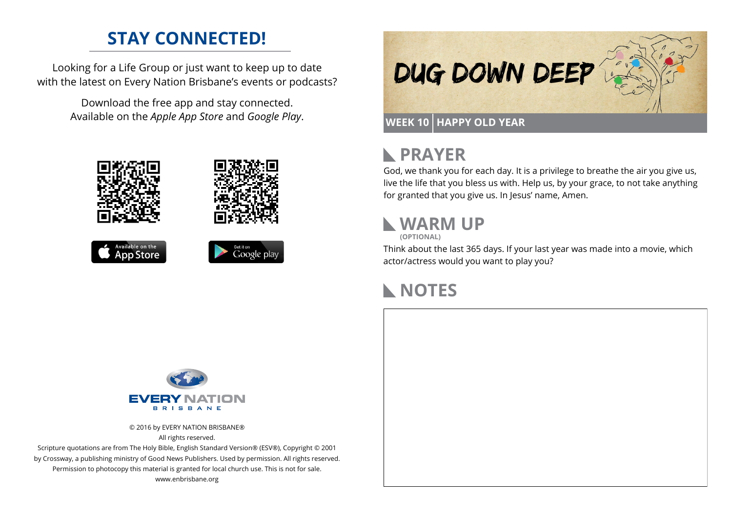## STAY CONNECTED!

Looking for a Life Group or just want to keep up to date with the latest on Every Nation Brisbane's events or podcasts?

Download the free app and stay connected. Available on the *Apple App Store* and *Google Play*.

Available on the App Store

Get it on Google play

EVERY NATION BRISBANE

© 2016 by EVERY NATION BRISBANE®
All rights reserved.
Scripture quotations are from The Holy Bible, English Standard Version® (ESV®), Copyright © 2001 by Crossway, a publishing ministry of Good News Publishers. Used by permission. All rights reserved. Permission to photocopy this material is granted for local church use. This is not for sale.
www.enbrisbane.org

# DUG DOWN DEEP

**WEEK 10 | HAPPY OLD YEAR**

## PRAYER

God, we thank you for each day. It is a privilege to breathe the air you give us, live the life that you bless us with. Help us, by your grace, to not take anything for granted that you give us. In Jesus' name, Amen.

## WARM UP

**(OPTIONAL)**

Think about the last 365 days. If your last year was made into a movie, which actor/actress would you want to play you?

## NOTES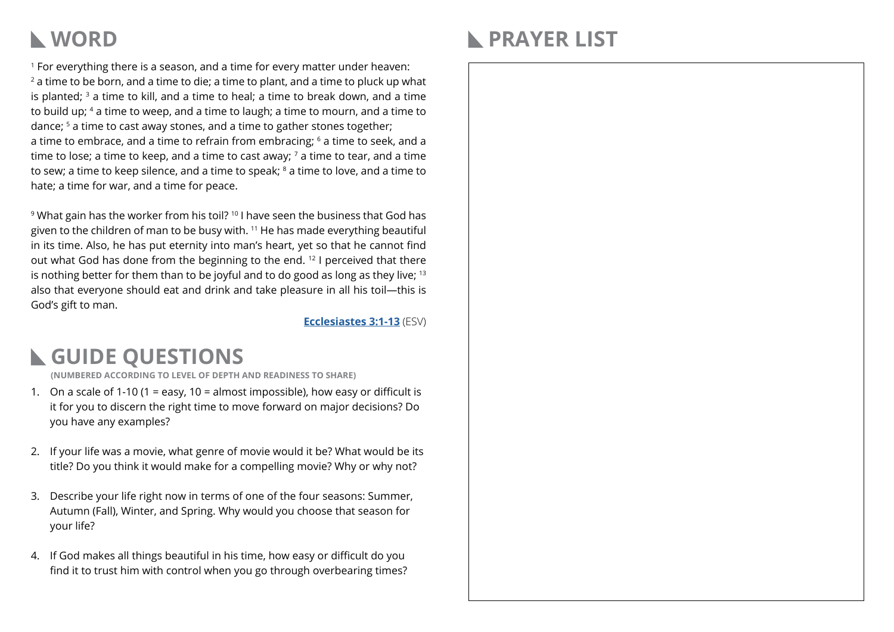## WORD

[1] For everything there is a season, and a time for every matter under heaven: [2] a time to be born, and a time to die; a time to plant, and a time to pluck up what is planted; [3] a time to kill, and a time to heal; a time to break down, and a time to build up; [4] a time to weep, and a time to laugh; a time to mourn, and a time to dance; [5] a time to cast away stones, and a time to gather stones together; a time to embrace, and a time to refrain from embracing; [6] a time to seek, and a time to lose; a time to keep, and a time to cast away; [7] a time to tear, and a time to sew; a time to keep silence, and a time to speak; [8] a time to love, and a time to hate; a time for war, and a time for peace.

[9] What gain has the worker from his toil? [10] I have seen the business that God has given to the children of man to be busy with. [11] He has made everything beautiful in its time. Also, he has put eternity into man's heart, yet so that he cannot find out what God has done from the beginning to the end. [12] I perceived that there is nothing better for them than to be joyful and to do good as long as they live; [13] also that everyone should eat and drink and take pleasure in all his toil—this is God's gift to man.

**Ecclesiastes 3:1-13** (ESV)

## GUIDE QUESTIONS

**(NUMBERED ACCORDING TO LEVEL OF DEPTH AND READINESS TO SHARE)**

1. On a scale of 1-10 (1 = easy, 10 = almost impossible), how easy or difficult is it for you to discern the right time to move forward on major decisions? Do you have any examples?

2. If your life was a movie, what genre of movie would it be? What would be its title? Do you think it would make for a compelling movie? Why or why not?

3. Describe your life right now in terms of one of the four seasons: Summer, Autumn (Fall), Winter, and Spring. Why would you choose that season for your life?

4. If God makes all things beautiful in his time, how easy or difficult do you find it to trust him with control when you go through overbearing times?

## PRAYER LIST